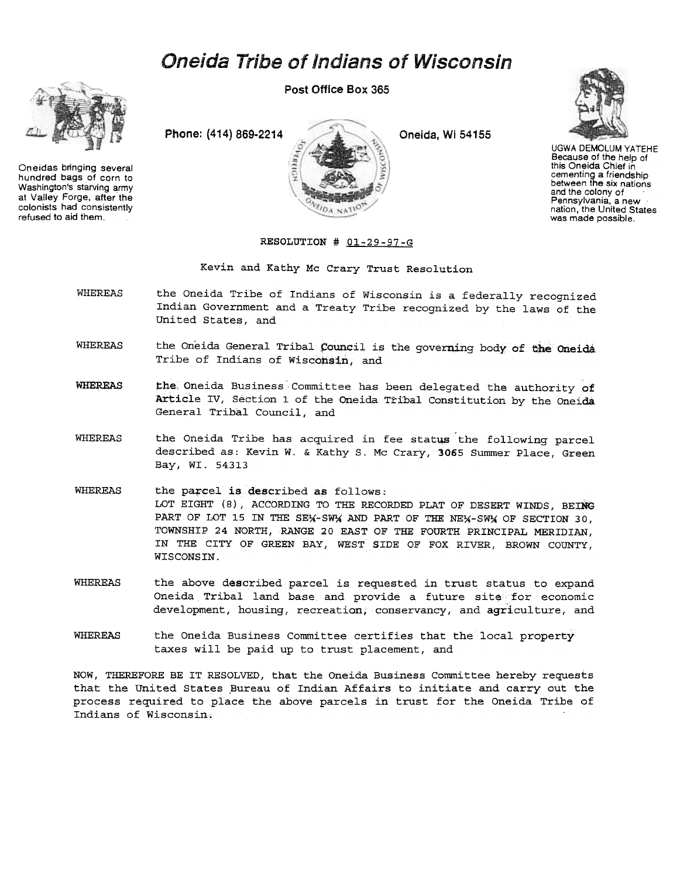// Oneida Tribe of Indians of Wisconsin

Post Office Box 365

Phone: (414) 869-2214 Oneida, Wi 54155

Oneidas bringing several hundred bags of corn to Washington's starving army at Valley Forge, after the colonists had consistently refused to aid them.

UGWA DEMOLUM YATEHE
Because of the help of this Oneida Chief in cementing a friendship between the six nations and the colony of Pennsylvania, a new nation, the United States was made possible.

RESOLUTION # 01-29-97-G

Kevin and Kathy Mc Crary Trust Resolution

WHEREAS the Oneida Tribe of Indians of Wisconsin is a federally recognized Indian Government and a Treaty Tribe recognized by the laws of the United States, and

WHEREAS the Oneida General Tribal Council is the governing body of the Oneida Tribe of Indians of Wisconsin, and

WHEREAS the Oneida Business Committee has been delegated the authority of Article IV, Section 1 of the Oneida Tribal Constitution by the Oneida General Tribal Council, and

WHEREAS the Oneida Tribe has acquired in fee status the following parcel described as: Kevin W. & Kathy S. Mc Crary, 3065 Summer Place, Green Bay, WI. 54313

WHEREAS the parcel is described as follows:
LOT EIGHT (8), ACCORDING TO THE RECORDED PLAT OF DESERT WINDS, BEING PART OF LOT 15 IN THE SE¼-SW¼ AND PART OF THE NE¼-SW¼ OF SECTION 30, TOWNSHIP 24 NORTH, RANGE 20 EAST OF THE FOURTH PRINCIPAL MERIDIAN, IN THE CITY OF GREEN BAY, WEST SIDE OF FOX RIVER, BROWN COUNTY, WISCONSIN.

WHEREAS the above described parcel is requested in trust status to expand Oneida Tribal land base and provide a future site for economic development, housing, recreation, conservancy, and agriculture, and

WHEREAS the Oneida Business Committee certifies that the local property taxes will be paid up to trust placement, and

NOW, THEREFORE BE IT RESOLVED, that the Oneida Business Committee hereby requests that the United States Bureau of Indian Affairs to initiate and carry out the process required to place the above parcels in trust for the Oneida Tribe of Indians of Wisconsin.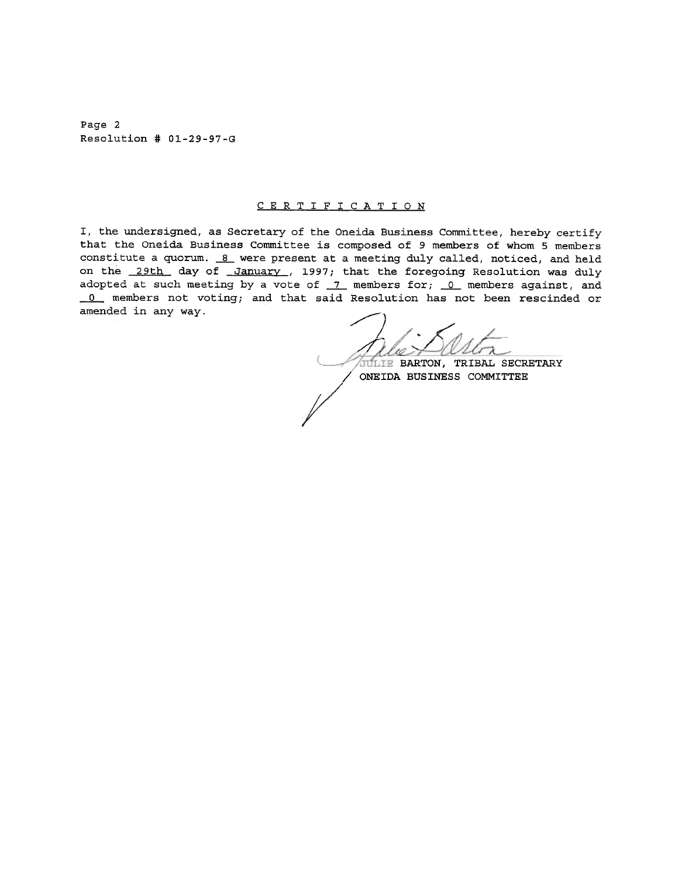Page 2
Resolution # 01-29-97-G

## CERTIFICATION

I, the undersigned, as Secretary of the Oneida Business Committee, hereby certify that the Oneida Business Committee is composed of 9 members of whom 5 members constitute a quorum. 8 were present at a meeting duly called, noticed, and held on the 29th day of January, 1997; that the foregoing Resolution was duly adopted at such meeting by a vote of 7 members for; 0 members against, and 0 members not voting; and that said Resolution has not been rescinded or amended in any way.

JULIE BARTON, TRIBAL SECRETARY
ONEIDA BUSINESS COMMITTEE